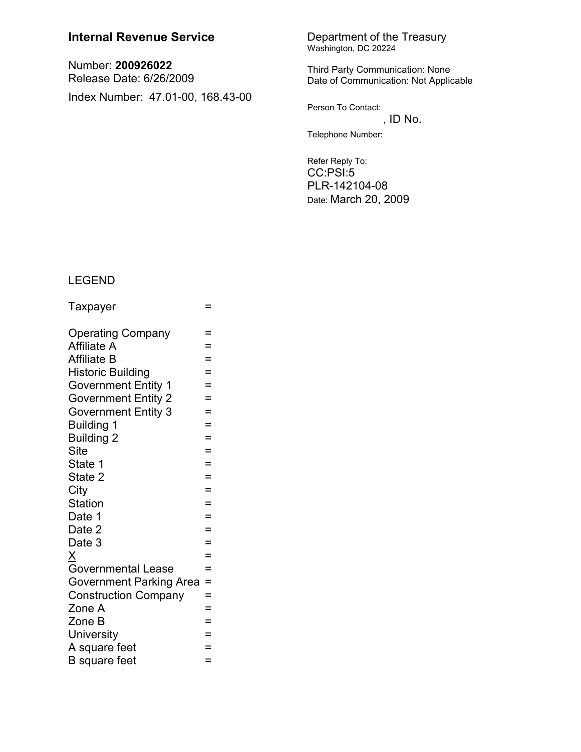**Internal Revenue Service**

Number: **200926022**
Release Date: 6/26/2009

Index Number: 47.01-00, 168.43-00

Department of the Treasury
Washington, DC 20224

Third Party Communication: None
Date of Communication: Not Applicable

Person To Contact:
, ID No.

Telephone Number:

Refer Reply To:
CC:PSI:5
PLR-142104-08
Date: March 20, 2009

LEGEND

Taxpayer =

Operating Company =
Affiliate A =
Affiliate B =
Historic Building =
Government Entity 1 =
Government Entity 2 =
Government Entity 3 =
Building 1 =
Building 2 =
Site =
State 1 =
State 2 =
City =
Station =
Date 1 =
Date 2 =
Date 3 =
X =
Governmental Lease =
Government Parking Area =
Construction Company =
Zone A =
Zone B =
University =
A square feet =
B square feet =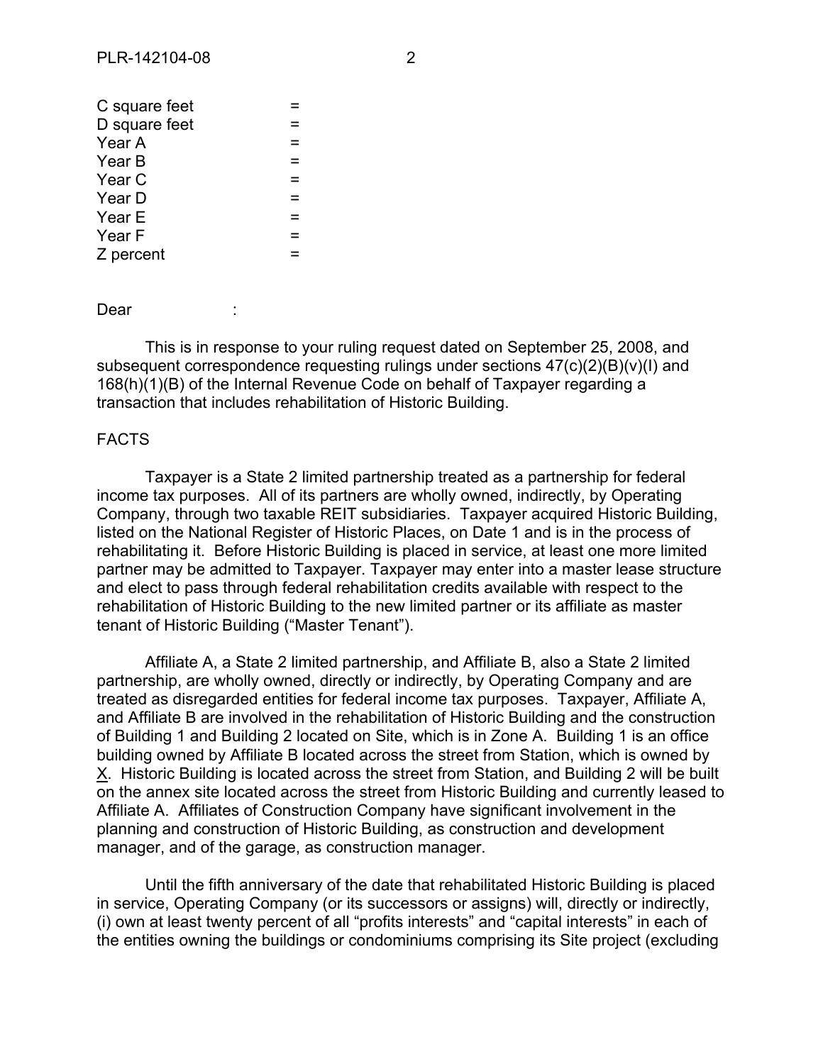C square feet =
D square feet =
Year A =
Year B =
Year C =
Year D =
Year E =
Year F =
Z percent =

Dear :

This is in response to your ruling request dated on September 25, 2008, and subsequent correspondence requesting rulings under sections 47(c)(2)(B)(v)(I) and 168(h)(1)(B) of the Internal Revenue Code on behalf of Taxpayer regarding a transaction that includes rehabilitation of Historic Building.

FACTS

Taxpayer is a State 2 limited partnership treated as a partnership for federal income tax purposes. All of its partners are wholly owned, indirectly, by Operating Company, through two taxable REIT subsidiaries. Taxpayer acquired Historic Building, listed on the National Register of Historic Places, on Date 1 and is in the process of rehabilitating it. Before Historic Building is placed in service, at least one more limited partner may be admitted to Taxpayer. Taxpayer may enter into a master lease structure and elect to pass through federal rehabilitation credits available with respect to the rehabilitation of Historic Building to the new limited partner or its affiliate as master tenant of Historic Building ("Master Tenant").

Affiliate A, a State 2 limited partnership, and Affiliate B, also a State 2 limited partnership, are wholly owned, directly or indirectly, by Operating Company and are treated as disregarded entities for federal income tax purposes. Taxpayer, Affiliate A, and Affiliate B are involved in the rehabilitation of Historic Building and the construction of Building 1 and Building 2 located on Site, which is in Zone A. Building 1 is an office building owned by Affiliate B located across the street from Station, which is owned by X. Historic Building is located across the street from Station, and Building 2 will be built on the annex site located across the street from Historic Building and currently leased to Affiliate A. Affiliates of Construction Company have significant involvement in the planning and construction of Historic Building, as construction and development manager, and of the garage, as construction manager.

Until the fifth anniversary of the date that rehabilitated Historic Building is placed in service, Operating Company (or its successors or assigns) will, directly or indirectly, (i) own at least twenty percent of all "profits interests" and "capital interests" in each of the entities owning the buildings or condominiums comprising its Site project (excluding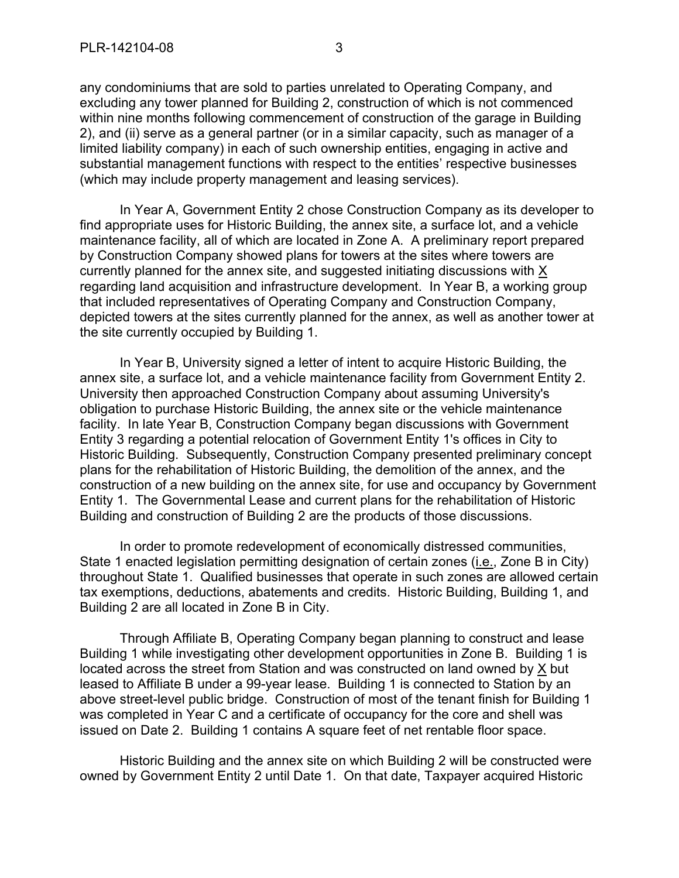any condominiums that are sold to parties unrelated to Operating Company, and excluding any tower planned for Building 2, construction of which is not commenced within nine months following commencement of construction of the garage in Building 2), and (ii) serve as a general partner (or in a similar capacity, such as manager of a limited liability company) in each of such ownership entities, engaging in active and substantial management functions with respect to the entities' respective businesses (which may include property management and leasing services).

In Year A, Government Entity 2 chose Construction Company as its developer to find appropriate uses for Historic Building, the annex site, a surface lot, and a vehicle maintenance facility, all of which are located in Zone A. A preliminary report prepared by Construction Company showed plans for towers at the sites where towers are currently planned for the annex site, and suggested initiating discussions with X regarding land acquisition and infrastructure development. In Year B, a working group that included representatives of Operating Company and Construction Company, depicted towers at the sites currently planned for the annex, as well as another tower at the site currently occupied by Building 1.

In Year B, University signed a letter of intent to acquire Historic Building, the annex site, a surface lot, and a vehicle maintenance facility from Government Entity 2. University then approached Construction Company about assuming University's obligation to purchase Historic Building, the annex site or the vehicle maintenance facility. In late Year B, Construction Company began discussions with Government Entity 3 regarding a potential relocation of Government Entity 1's offices in City to Historic Building. Subsequently, Construction Company presented preliminary concept plans for the rehabilitation of Historic Building, the demolition of the annex, and the construction of a new building on the annex site, for use and occupancy by Government Entity 1. The Governmental Lease and current plans for the rehabilitation of Historic Building and construction of Building 2 are the products of those discussions.

In order to promote redevelopment of economically distressed communities, State 1 enacted legislation permitting designation of certain zones (i.e., Zone B in City) throughout State 1. Qualified businesses that operate in such zones are allowed certain tax exemptions, deductions, abatements and credits. Historic Building, Building 1, and Building 2 are all located in Zone B in City.

Through Affiliate B, Operating Company began planning to construct and lease Building 1 while investigating other development opportunities in Zone B. Building 1 is located across the street from Station and was constructed on land owned by X but leased to Affiliate B under a 99-year lease. Building 1 is connected to Station by an above street-level public bridge. Construction of most of the tenant finish for Building 1 was completed in Year C and a certificate of occupancy for the core and shell was issued on Date 2. Building 1 contains A square feet of net rentable floor space.

Historic Building and the annex site on which Building 2 will be constructed were owned by Government Entity 2 until Date 1. On that date, Taxpayer acquired Historic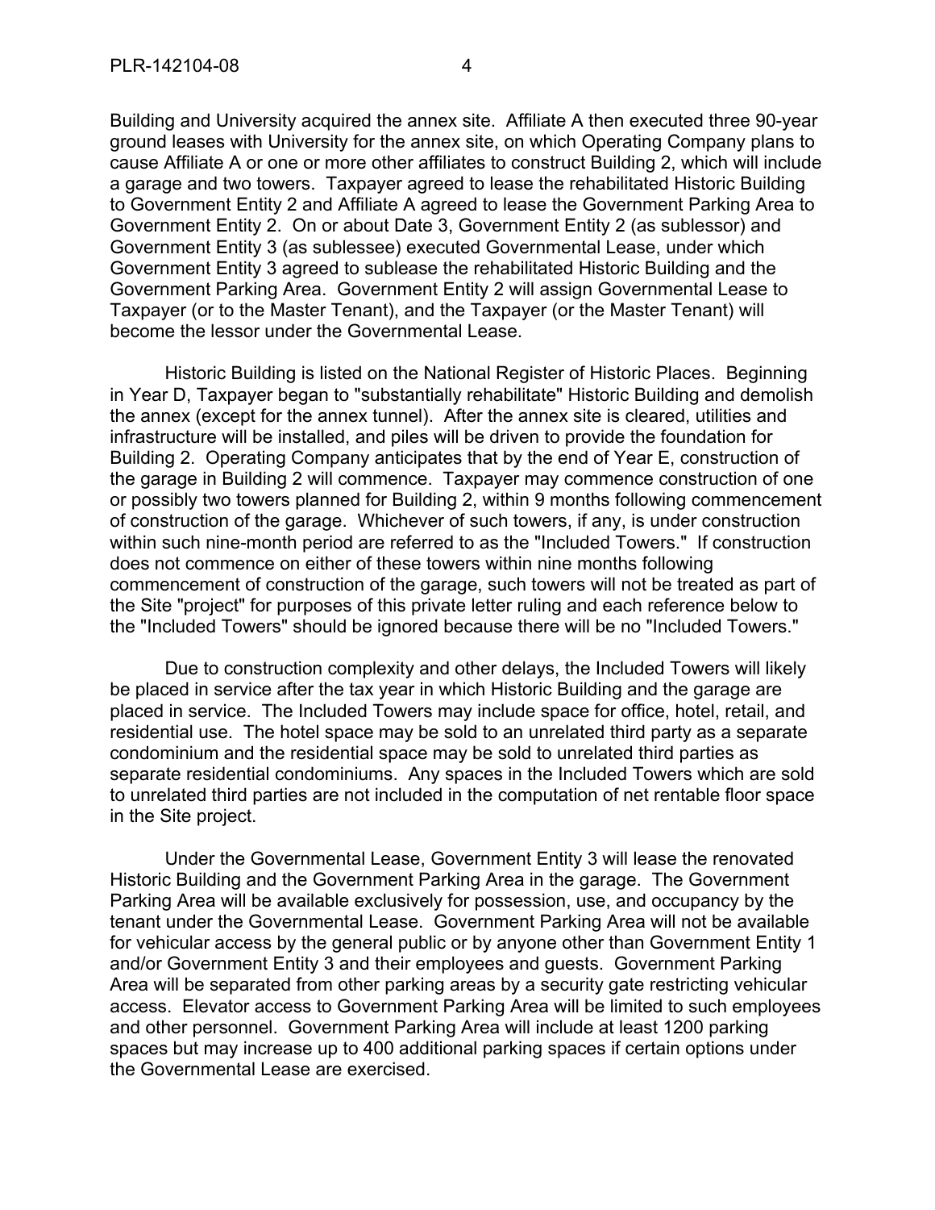Building and University acquired the annex site. Affiliate A then executed three 90-year ground leases with University for the annex site, on which Operating Company plans to cause Affiliate A or one or more other affiliates to construct Building 2, which will include a garage and two towers. Taxpayer agreed to lease the rehabilitated Historic Building to Government Entity 2 and Affiliate A agreed to lease the Government Parking Area to Government Entity 2. On or about Date 3, Government Entity 2 (as sublessor) and Government Entity 3 (as sublessee) executed Governmental Lease, under which Government Entity 3 agreed to sublease the rehabilitated Historic Building and the Government Parking Area. Government Entity 2 will assign Governmental Lease to Taxpayer (or to the Master Tenant), and the Taxpayer (or the Master Tenant) will become the lessor under the Governmental Lease.

Historic Building is listed on the National Register of Historic Places. Beginning in Year D, Taxpayer began to "substantially rehabilitate" Historic Building and demolish the annex (except for the annex tunnel). After the annex site is cleared, utilities and infrastructure will be installed, and piles will be driven to provide the foundation for Building 2. Operating Company anticipates that by the end of Year E, construction of the garage in Building 2 will commence. Taxpayer may commence construction of one or possibly two towers planned for Building 2, within 9 months following commencement of construction of the garage. Whichever of such towers, if any, is under construction within such nine-month period are referred to as the "Included Towers." If construction does not commence on either of these towers within nine months following commencement of construction of the garage, such towers will not be treated as part of the Site "project" for purposes of this private letter ruling and each reference below to the "Included Towers" should be ignored because there will be no "Included Towers."

Due to construction complexity and other delays, the Included Towers will likely be placed in service after the tax year in which Historic Building and the garage are placed in service. The Included Towers may include space for office, hotel, retail, and residential use. The hotel space may be sold to an unrelated third party as a separate condominium and the residential space may be sold to unrelated third parties as separate residential condominiums. Any spaces in the Included Towers which are sold to unrelated third parties are not included in the computation of net rentable floor space in the Site project.

Under the Governmental Lease, Government Entity 3 will lease the renovated Historic Building and the Government Parking Area in the garage. The Government Parking Area will be available exclusively for possession, use, and occupancy by the tenant under the Governmental Lease. Government Parking Area will not be available for vehicular access by the general public or by anyone other than Government Entity 1 and/or Government Entity 3 and their employees and guests. Government Parking Area will be separated from other parking areas by a security gate restricting vehicular access. Elevator access to Government Parking Area will be limited to such employees and other personnel. Government Parking Area will include at least 1200 parking spaces but may increase up to 400 additional parking spaces if certain options under the Governmental Lease are exercised.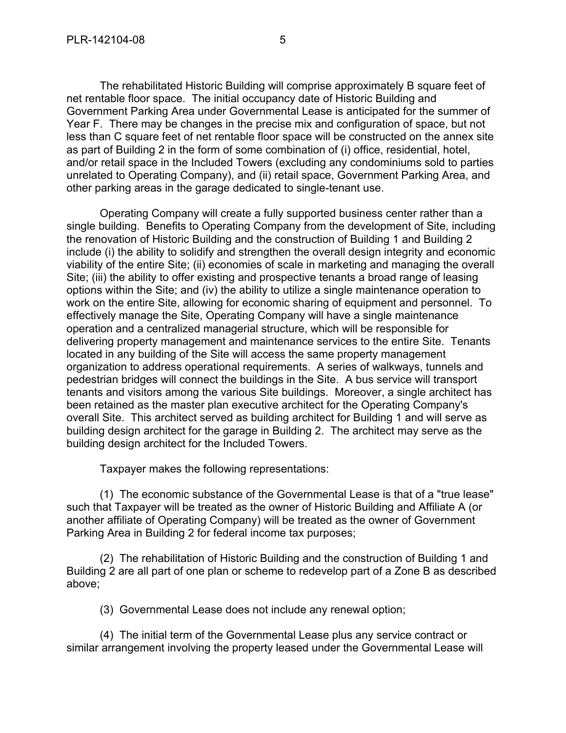The rehabilitated Historic Building will comprise approximately B square feet of net rentable floor space. The initial occupancy date of Historic Building and Government Parking Area under Governmental Lease is anticipated for the summer of Year F. There may be changes in the precise mix and configuration of space, but not less than C square feet of net rentable floor space will be constructed on the annex site as part of Building 2 in the form of some combination of (i) office, residential, hotel, and/or retail space in the Included Towers (excluding any condominiums sold to parties unrelated to Operating Company), and (ii) retail space, Government Parking Area, and other parking areas in the garage dedicated to single-tenant use.

Operating Company will create a fully supported business center rather than a single building. Benefits to Operating Company from the development of Site, including the renovation of Historic Building and the construction of Building 1 and Building 2 include (i) the ability to solidify and strengthen the overall design integrity and economic viability of the entire Site; (ii) economies of scale in marketing and managing the overall Site; (iii) the ability to offer existing and prospective tenants a broad range of leasing options within the Site; and (iv) the ability to utilize a single maintenance operation to work on the entire Site, allowing for economic sharing of equipment and personnel. To effectively manage the Site, Operating Company will have a single maintenance operation and a centralized managerial structure, which will be responsible for delivering property management and maintenance services to the entire Site. Tenants located in any building of the Site will access the same property management organization to address operational requirements. A series of walkways, tunnels and pedestrian bridges will connect the buildings in the Site. A bus service will transport tenants and visitors among the various Site buildings. Moreover, a single architect has been retained as the master plan executive architect for the Operating Company's overall Site. This architect served as building architect for Building 1 and will serve as building design architect for the garage in Building 2. The architect may serve as the building design architect for the Included Towers.

Taxpayer makes the following representations:

(1) The economic substance of the Governmental Lease is that of a "true lease" such that Taxpayer will be treated as the owner of Historic Building and Affiliate A (or another affiliate of Operating Company) will be treated as the owner of Government Parking Area in Building 2 for federal income tax purposes;

(2) The rehabilitation of Historic Building and the construction of Building 1 and Building 2 are all part of one plan or scheme to redevelop part of a Zone B as described above;

(3) Governmental Lease does not include any renewal option;

(4) The initial term of the Governmental Lease plus any service contract or similar arrangement involving the property leased under the Governmental Lease will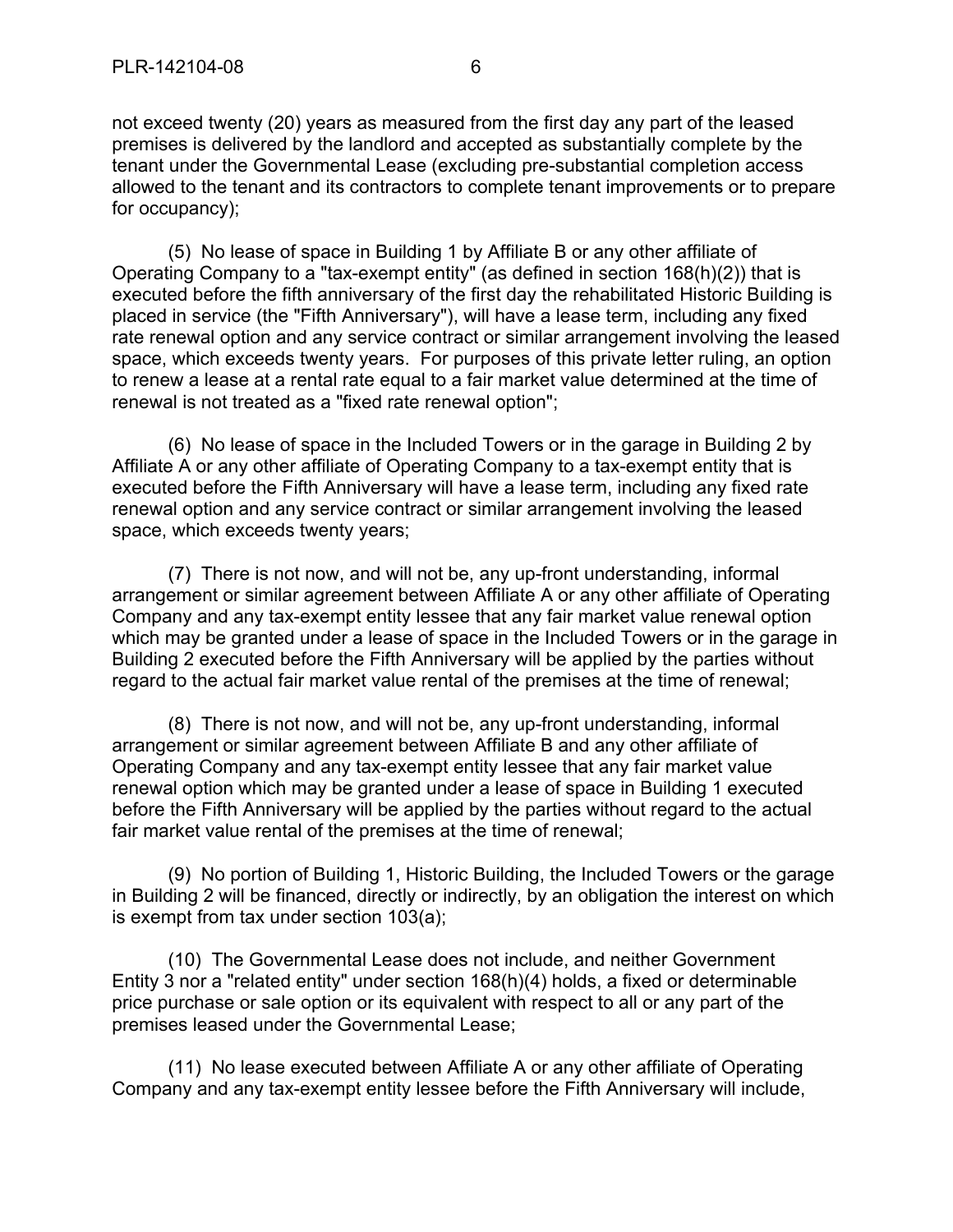not exceed twenty (20) years as measured from the first day any part of the leased premises is delivered by the landlord and accepted as substantially complete by the tenant under the Governmental Lease (excluding pre-substantial completion access allowed to the tenant and its contractors to complete tenant improvements or to prepare for occupancy);

(5) No lease of space in Building 1 by Affiliate B or any other affiliate of Operating Company to a "tax-exempt entity" (as defined in section 168(h)(2)) that is executed before the fifth anniversary of the first day the rehabilitated Historic Building is placed in service (the "Fifth Anniversary"), will have a lease term, including any fixed rate renewal option and any service contract or similar arrangement involving the leased space, which exceeds twenty years. For purposes of this private letter ruling, an option to renew a lease at a rental rate equal to a fair market value determined at the time of renewal is not treated as a "fixed rate renewal option";

(6) No lease of space in the Included Towers or in the garage in Building 2 by Affiliate A or any other affiliate of Operating Company to a tax-exempt entity that is executed before the Fifth Anniversary will have a lease term, including any fixed rate renewal option and any service contract or similar arrangement involving the leased space, which exceeds twenty years;

(7) There is not now, and will not be, any up-front understanding, informal arrangement or similar agreement between Affiliate A or any other affiliate of Operating Company and any tax-exempt entity lessee that any fair market value renewal option which may be granted under a lease of space in the Included Towers or in the garage in Building 2 executed before the Fifth Anniversary will be applied by the parties without regard to the actual fair market value rental of the premises at the time of renewal;

(8) There is not now, and will not be, any up-front understanding, informal arrangement or similar agreement between Affiliate B and any other affiliate of Operating Company and any tax-exempt entity lessee that any fair market value renewal option which may be granted under a lease of space in Building 1 executed before the Fifth Anniversary will be applied by the parties without regard to the actual fair market value rental of the premises at the time of renewal;

(9) No portion of Building 1, Historic Building, the Included Towers or the garage in Building 2 will be financed, directly or indirectly, by an obligation the interest on which is exempt from tax under section 103(a);

(10) The Governmental Lease does not include, and neither Government Entity 3 nor a "related entity" under section 168(h)(4) holds, a fixed or determinable price purchase or sale option or its equivalent with respect to all or any part of the premises leased under the Governmental Lease;

(11) No lease executed between Affiliate A or any other affiliate of Operating Company and any tax-exempt entity lessee before the Fifth Anniversary will include,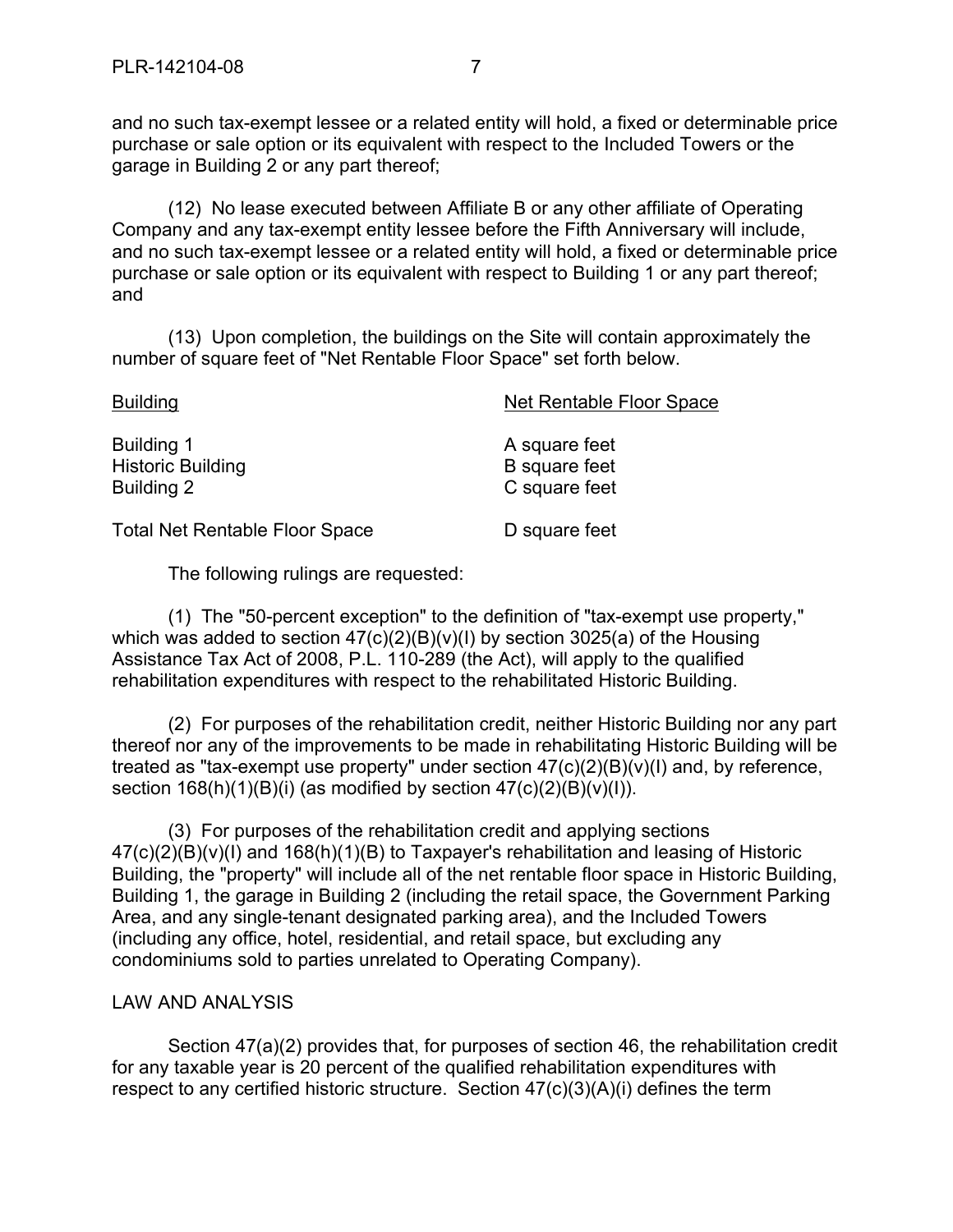and no such tax-exempt lessee or a related entity will hold, a fixed or determinable price purchase or sale option or its equivalent with respect to the Included Towers or the garage in Building 2 or any part thereof;

(12) No lease executed between Affiliate B or any other affiliate of Operating Company and any tax-exempt entity lessee before the Fifth Anniversary will include, and no such tax-exempt lessee or a related entity will hold, a fixed or determinable price purchase or sale option or its equivalent with respect to Building 1 or any part thereof; and

(13) Upon completion, the buildings on the Site will contain approximately the number of square feet of "Net Rentable Floor Space" set forth below.

| Building | Net Rentable Floor Space |
|---|---|
| Building 1 | A square feet |
| Historic Building | B square feet |
| Building 2 | C square feet |
| Total Net Rentable Floor Space | D square feet |

The following rulings are requested:

(1) The "50-percent exception" to the definition of "tax-exempt use property," which was added to section 47(c)(2)(B)(v)(I) by section 3025(a) of the Housing Assistance Tax Act of 2008, P.L. 110-289 (the Act), will apply to the qualified rehabilitation expenditures with respect to the rehabilitated Historic Building.

(2) For purposes of the rehabilitation credit, neither Historic Building nor any part thereof nor any of the improvements to be made in rehabilitating Historic Building will be treated as "tax-exempt use property" under section 47(c)(2)(B)(v)(I) and, by reference, section 168(h)(1)(B)(i) (as modified by section 47(c)(2)(B)(v)(I)).

(3) For purposes of the rehabilitation credit and applying sections 47(c)(2)(B)(v)(I) and 168(h)(1)(B) to Taxpayer's rehabilitation and leasing of Historic Building, the "property" will include all of the net rentable floor space in Historic Building, Building 1, the garage in Building 2 (including the retail space, the Government Parking Area, and any single-tenant designated parking area), and the Included Towers (including any office, hotel, residential, and retail space, but excluding any condominiums sold to parties unrelated to Operating Company).

## LAW AND ANALYSIS

Section 47(a)(2) provides that, for purposes of section 46, the rehabilitation credit for any taxable year is 20 percent of the qualified rehabilitation expenditures with respect to any certified historic structure. Section 47(c)(3)(A)(i) defines the term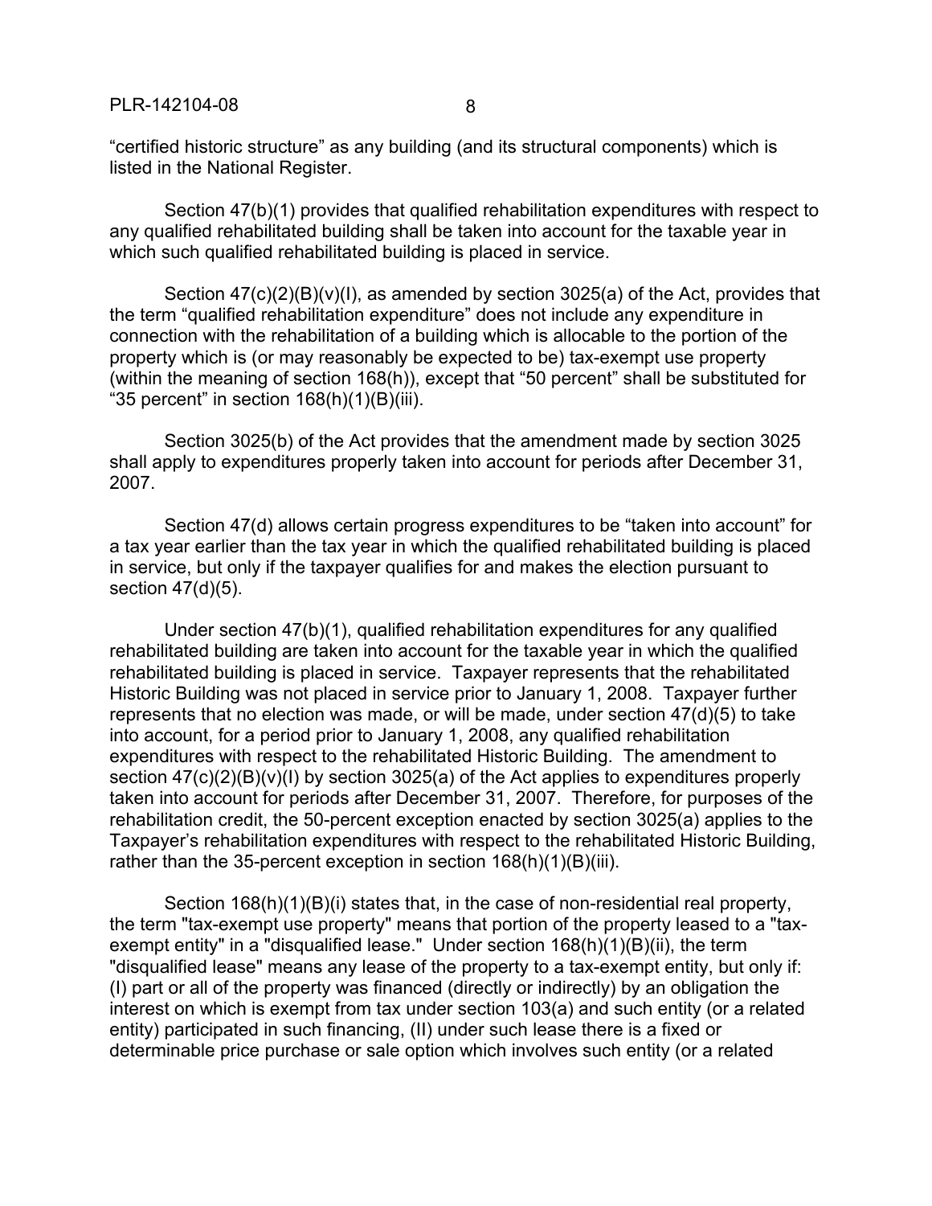"certified historic structure" as any building (and its structural components) which is listed in the National Register.

Section 47(b)(1) provides that qualified rehabilitation expenditures with respect to any qualified rehabilitated building shall be taken into account for the taxable year in which such qualified rehabilitated building is placed in service.

Section 47(c)(2)(B)(v)(I), as amended by section 3025(a) of the Act, provides that the term "qualified rehabilitation expenditure" does not include any expenditure in connection with the rehabilitation of a building which is allocable to the portion of the property which is (or may reasonably be expected to be) tax-exempt use property (within the meaning of section 168(h)), except that "50 percent" shall be substituted for "35 percent" in section 168(h)(1)(B)(iii).

Section 3025(b) of the Act provides that the amendment made by section 3025 shall apply to expenditures properly taken into account for periods after December 31, 2007.

Section 47(d) allows certain progress expenditures to be "taken into account" for a tax year earlier than the tax year in which the qualified rehabilitated building is placed in service, but only if the taxpayer qualifies for and makes the election pursuant to section 47(d)(5).

Under section 47(b)(1), qualified rehabilitation expenditures for any qualified rehabilitated building are taken into account for the taxable year in which the qualified rehabilitated building is placed in service. Taxpayer represents that the rehabilitated Historic Building was not placed in service prior to January 1, 2008. Taxpayer further represents that no election was made, or will be made, under section 47(d)(5) to take into account, for a period prior to January 1, 2008, any qualified rehabilitation expenditures with respect to the rehabilitated Historic Building. The amendment to section 47(c)(2)(B)(v)(I) by section 3025(a) of the Act applies to expenditures properly taken into account for periods after December 31, 2007. Therefore, for purposes of the rehabilitation credit, the 50-percent exception enacted by section 3025(a) applies to the Taxpayer's rehabilitation expenditures with respect to the rehabilitated Historic Building, rather than the 35-percent exception in section 168(h)(1)(B)(iii).

Section 168(h)(1)(B)(i) states that, in the case of non-residential real property, the term "tax-exempt use property" means that portion of the property leased to a "tax-exempt entity" in a "disqualified lease." Under section 168(h)(1)(B)(ii), the term "disqualified lease" means any lease of the property to a tax-exempt entity, but only if: (I) part or all of the property was financed (directly or indirectly) by an obligation the interest on which is exempt from tax under section 103(a) and such entity (or a related entity) participated in such financing, (II) under such lease there is a fixed or determinable price purchase or sale option which involves such entity (or a related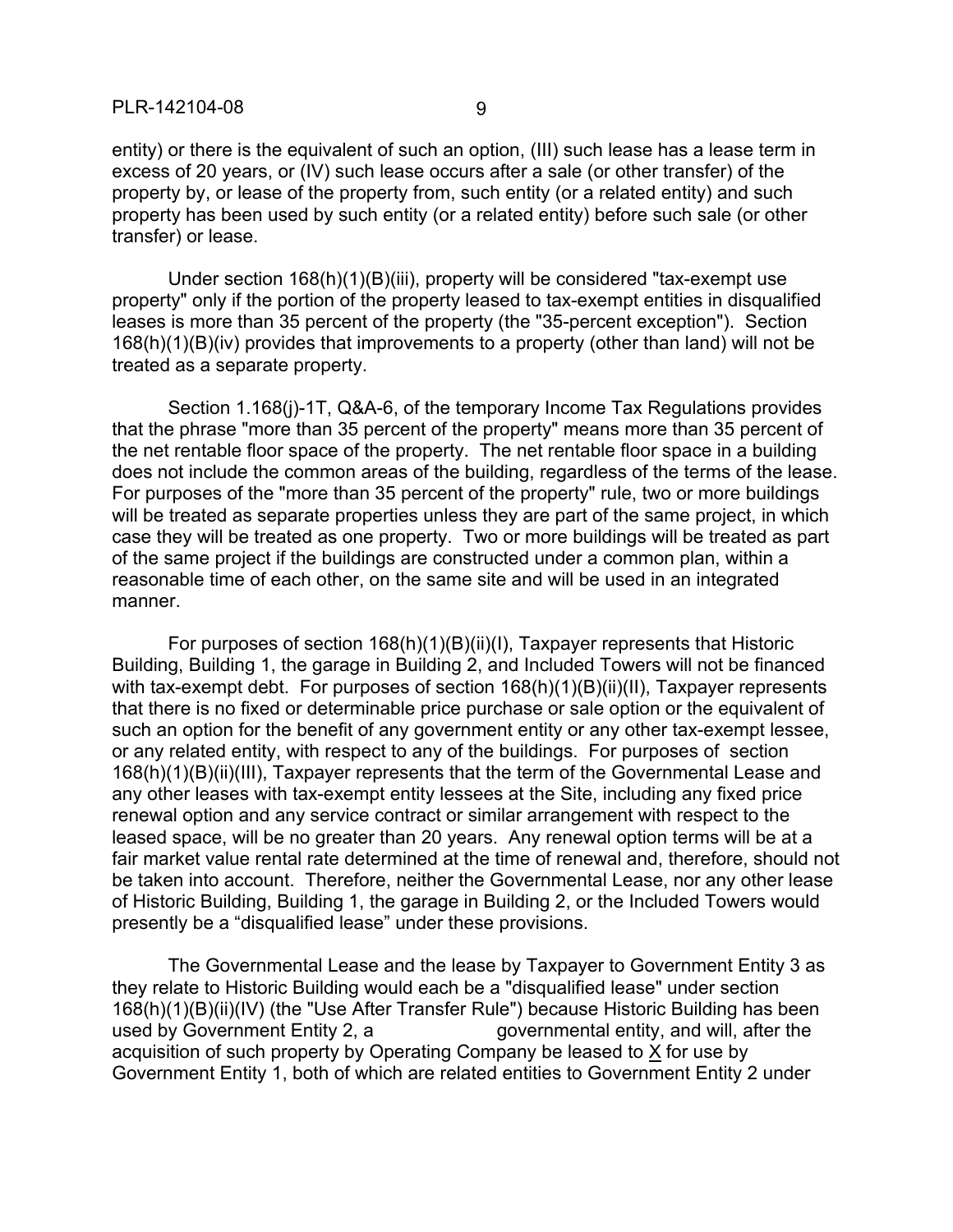entity) or there is the equivalent of such an option, (III) such lease has a lease term in excess of 20 years, or (IV) such lease occurs after a sale (or other transfer) of the property by, or lease of the property from, such entity (or a related entity) and such property has been used by such entity (or a related entity) before such sale (or other transfer) or lease.

Under section 168(h)(1)(B)(iii), property will be considered "tax-exempt use property" only if the portion of the property leased to tax-exempt entities in disqualified leases is more than 35 percent of the property (the "35-percent exception"). Section 168(h)(1)(B)(iv) provides that improvements to a property (other than land) will not be treated as a separate property.

Section 1.168(j)-1T, Q&A-6, of the temporary Income Tax Regulations provides that the phrase "more than 35 percent of the property" means more than 35 percent of the net rentable floor space of the property. The net rentable floor space in a building does not include the common areas of the building, regardless of the terms of the lease. For purposes of the "more than 35 percent of the property" rule, two or more buildings will be treated as separate properties unless they are part of the same project, in which case they will be treated as one property. Two or more buildings will be treated as part of the same project if the buildings are constructed under a common plan, within a reasonable time of each other, on the same site and will be used in an integrated manner.

For purposes of section 168(h)(1)(B)(ii)(I), Taxpayer represents that Historic Building, Building 1, the garage in Building 2, and Included Towers will not be financed with tax-exempt debt. For purposes of section 168(h)(1)(B)(ii)(II), Taxpayer represents that there is no fixed or determinable price purchase or sale option or the equivalent of such an option for the benefit of any government entity or any other tax-exempt lessee, or any related entity, with respect to any of the buildings. For purposes of section 168(h)(1)(B)(ii)(III), Taxpayer represents that the term of the Governmental Lease and any other leases with tax-exempt entity lessees at the Site, including any fixed price renewal option and any service contract or similar arrangement with respect to the leased space, will be no greater than 20 years. Any renewal option terms will be at a fair market value rental rate determined at the time of renewal and, therefore, should not be taken into account. Therefore, neither the Governmental Lease, nor any other lease of Historic Building, Building 1, the garage in Building 2, or the Included Towers would presently be a "disqualified lease" under these provisions.

The Governmental Lease and the lease by Taxpayer to Government Entity 3 as they relate to Historic Building would each be a "disqualified lease" under section 168(h)(1)(B)(ii)(IV) (the "Use After Transfer Rule") because Historic Building has been used by Government Entity 2, a governmental entity, and will, after the acquisition of such property by Operating Company be leased to X for use by Government Entity 1, both of which are related entities to Government Entity 2 under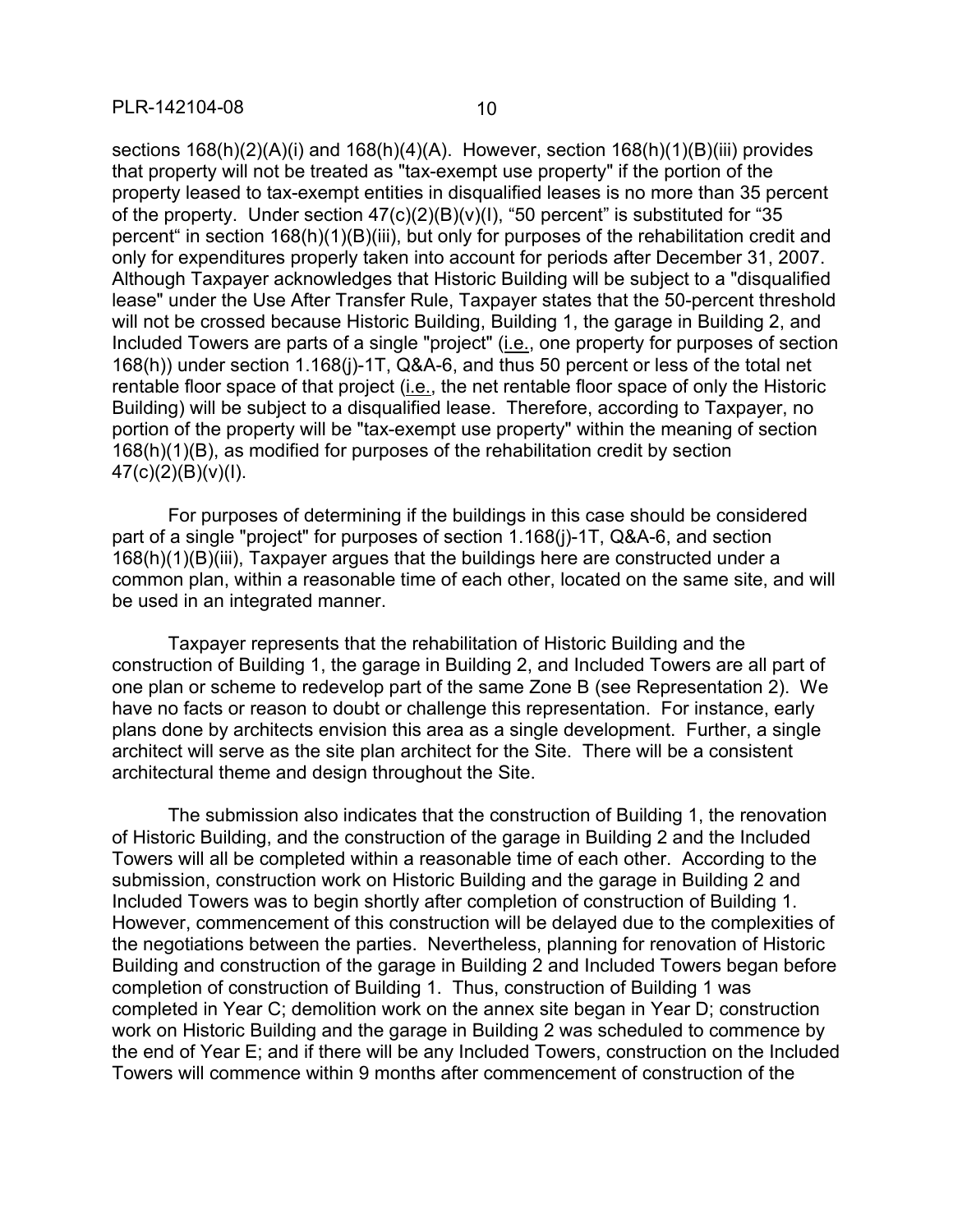sections 168(h)(2)(A)(i) and 168(h)(4)(A). However, section 168(h)(1)(B)(iii) provides that property will not be treated as "tax-exempt use property" if the portion of the property leased to tax-exempt entities in disqualified leases is no more than 35 percent of the property. Under section 47(c)(2)(B)(v)(I), "50 percent" is substituted for "35 percent" in section 168(h)(1)(B)(iii), but only for purposes of the rehabilitation credit and only for expenditures properly taken into account for periods after December 31, 2007. Although Taxpayer acknowledges that Historic Building will be subject to a "disqualified lease" under the Use After Transfer Rule, Taxpayer states that the 50-percent threshold will not be crossed because Historic Building, Building 1, the garage in Building 2, and Included Towers are parts of a single "project" (i.e., one property for purposes of section 168(h)) under section 1.168(j)-1T, Q&A-6, and thus 50 percent or less of the total net rentable floor space of that project (i.e., the net rentable floor space of only the Historic Building) will be subject to a disqualified lease. Therefore, according to Taxpayer, no portion of the property will be "tax-exempt use property" within the meaning of section 168(h)(1)(B), as modified for purposes of the rehabilitation credit by section 47(c)(2)(B)(v)(I).

For purposes of determining if the buildings in this case should be considered part of a single "project" for purposes of section 1.168(j)-1T, Q&A-6, and section 168(h)(1)(B)(iii), Taxpayer argues that the buildings here are constructed under a common plan, within a reasonable time of each other, located on the same site, and will be used in an integrated manner.

Taxpayer represents that the rehabilitation of Historic Building and the construction of Building 1, the garage in Building 2, and Included Towers are all part of one plan or scheme to redevelop part of the same Zone B (see Representation 2). We have no facts or reason to doubt or challenge this representation. For instance, early plans done by architects envision this area as a single development. Further, a single architect will serve as the site plan architect for the Site. There will be a consistent architectural theme and design throughout the Site.

The submission also indicates that the construction of Building 1, the renovation of Historic Building, and the construction of the garage in Building 2 and the Included Towers will all be completed within a reasonable time of each other. According to the submission, construction work on Historic Building and the garage in Building 2 and Included Towers was to begin shortly after completion of construction of Building 1. However, commencement of this construction will be delayed due to the complexities of the negotiations between the parties. Nevertheless, planning for renovation of Historic Building and construction of the garage in Building 2 and Included Towers began before completion of construction of Building 1. Thus, construction of Building 1 was completed in Year C; demolition work on the annex site began in Year D; construction work on Historic Building and the garage in Building 2 was scheduled to commence by the end of Year E; and if there will be any Included Towers, construction on the Included Towers will commence within 9 months after commencement of construction of the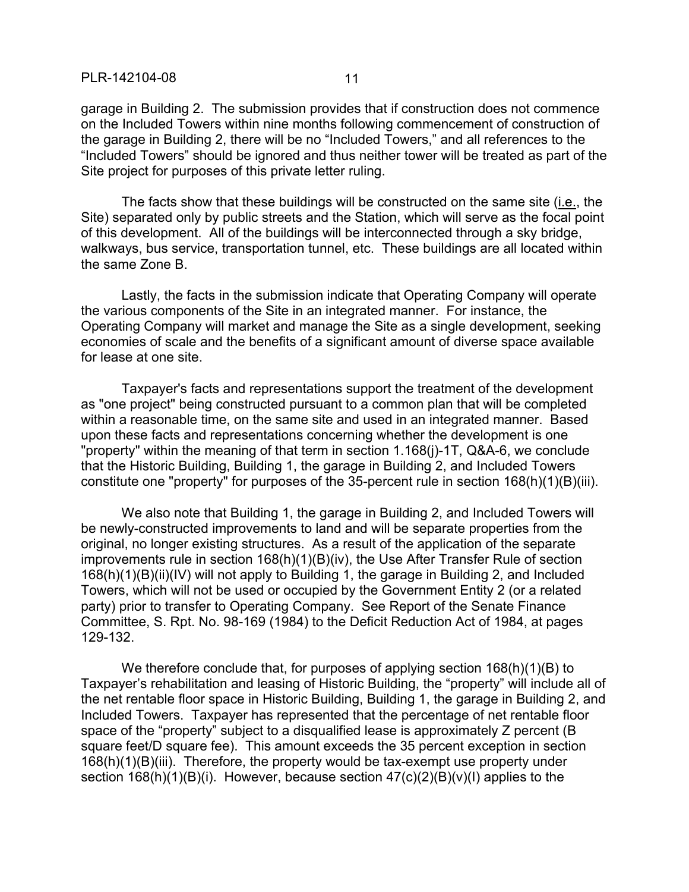garage in Building 2. The submission provides that if construction does not commence on the Included Towers within nine months following commencement of construction of the garage in Building 2, there will be no "Included Towers," and all references to the "Included Towers" should be ignored and thus neither tower will be treated as part of the Site project for purposes of this private letter ruling.

The facts show that these buildings will be constructed on the same site (i.e., the Site) separated only by public streets and the Station, which will serve as the focal point of this development. All of the buildings will be interconnected through a sky bridge, walkways, bus service, transportation tunnel, etc. These buildings are all located within the same Zone B.

Lastly, the facts in the submission indicate that Operating Company will operate the various components of the Site in an integrated manner. For instance, the Operating Company will market and manage the Site as a single development, seeking economies of scale and the benefits of a significant amount of diverse space available for lease at one site.

Taxpayer's facts and representations support the treatment of the development as "one project" being constructed pursuant to a common plan that will be completed within a reasonable time, on the same site and used in an integrated manner. Based upon these facts and representations concerning whether the development is one "property" within the meaning of that term in section 1.168(j)-1T, Q&A-6, we conclude that the Historic Building, Building 1, the garage in Building 2, and Included Towers constitute one "property" for purposes of the 35-percent rule in section 168(h)(1)(B)(iii).

We also note that Building 1, the garage in Building 2, and Included Towers will be newly-constructed improvements to land and will be separate properties from the original, no longer existing structures. As a result of the application of the separate improvements rule in section 168(h)(1)(B)(iv), the Use After Transfer Rule of section 168(h)(1)(B)(ii)(IV) will not apply to Building 1, the garage in Building 2, and Included Towers, which will not be used or occupied by the Government Entity 2 (or a related party) prior to transfer to Operating Company. See Report of the Senate Finance Committee, S. Rpt. No. 98-169 (1984) to the Deficit Reduction Act of 1984, at pages 129-132.

We therefore conclude that, for purposes of applying section 168(h)(1)(B) to Taxpayer's rehabilitation and leasing of Historic Building, the "property" will include all of the net rentable floor space in Historic Building, Building 1, the garage in Building 2, and Included Towers. Taxpayer has represented that the percentage of net rentable floor space of the "property" subject to a disqualified lease is approximately Z percent (B square feet/D square fee). This amount exceeds the 35 percent exception in section 168(h)(1)(B)(iii). Therefore, the property would be tax-exempt use property under section 168(h)(1)(B)(i). However, because section 47(c)(2)(B)(v)(I) applies to the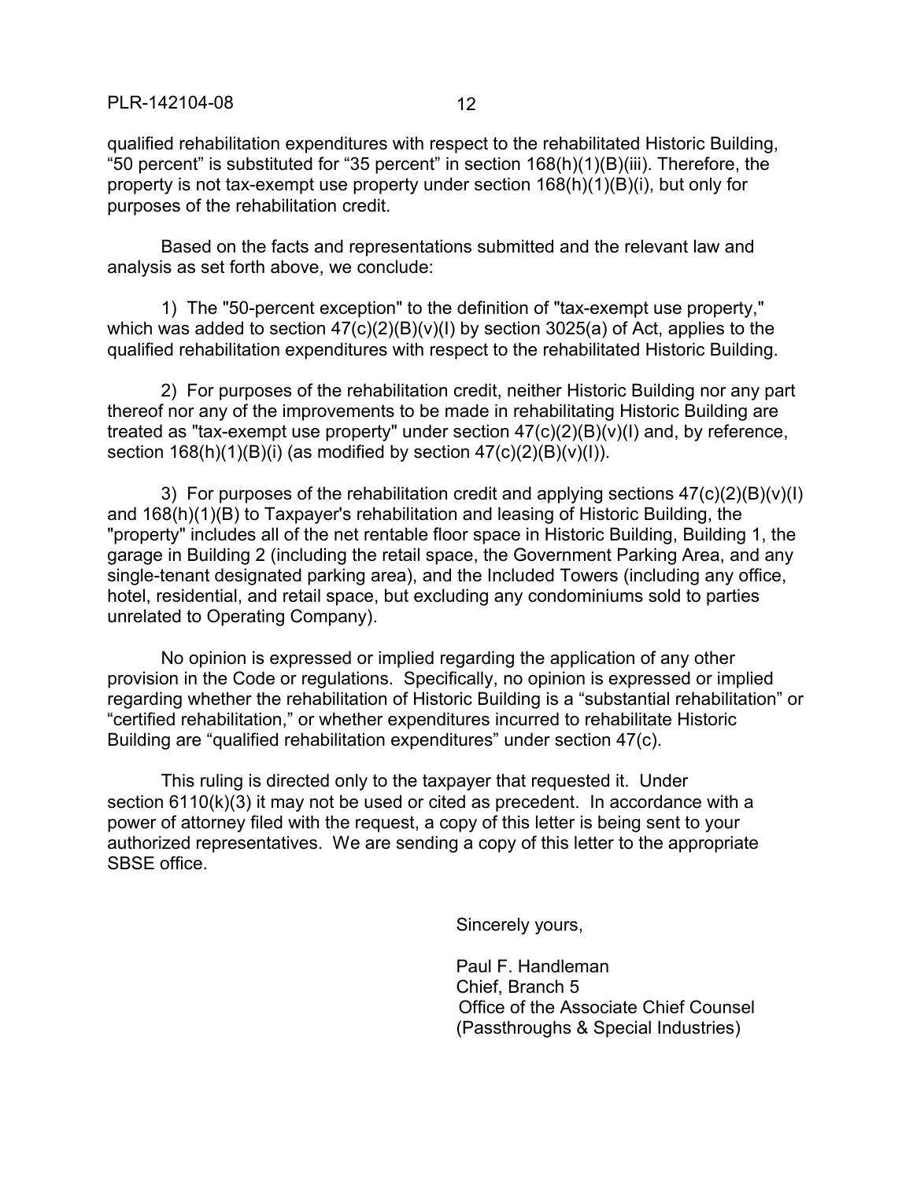qualified rehabilitation expenditures with respect to the rehabilitated Historic Building, "50 percent" is substituted for "35 percent" in section 168(h)(1)(B)(iii). Therefore, the property is not tax-exempt use property under section 168(h)(1)(B)(i), but only for purposes of the rehabilitation credit.

Based on the facts and representations submitted and the relevant law and analysis as set forth above, we conclude:

1) The "50-percent exception" to the definition of "tax-exempt use property," which was added to section 47(c)(2)(B)(v)(I) by section 3025(a) of Act, applies to the qualified rehabilitation expenditures with respect to the rehabilitated Historic Building.

2) For purposes of the rehabilitation credit, neither Historic Building nor any part thereof nor any of the improvements to be made in rehabilitating Historic Building are treated as "tax-exempt use property" under section 47(c)(2)(B)(v)(I) and, by reference, section 168(h)(1)(B)(i) (as modified by section 47(c)(2)(B)(v)(I)).

3) For purposes of the rehabilitation credit and applying sections 47(c)(2)(B)(v)(I) and 168(h)(1)(B) to Taxpayer's rehabilitation and leasing of Historic Building, the "property" includes all of the net rentable floor space in Historic Building, Building 1, the garage in Building 2 (including the retail space, the Government Parking Area, and any single-tenant designated parking area), and the Included Towers (including any office, hotel, residential, and retail space, but excluding any condominiums sold to parties unrelated to Operating Company).

No opinion is expressed or implied regarding the application of any other provision in the Code or regulations. Specifically, no opinion is expressed or implied regarding whether the rehabilitation of Historic Building is a "substantial rehabilitation" or "certified rehabilitation," or whether expenditures incurred to rehabilitate Historic Building are "qualified rehabilitation expenditures" under section 47(c).

This ruling is directed only to the taxpayer that requested it. Under section 6110(k)(3) it may not be used or cited as precedent. In accordance with a power of attorney filed with the request, a copy of this letter is being sent to your authorized representatives. We are sending a copy of this letter to the appropriate SBSE office.

Sincerely yours,

Paul F. Handleman
Chief, Branch 5
Office of the Associate Chief Counsel
(Passthroughs & Special Industries)